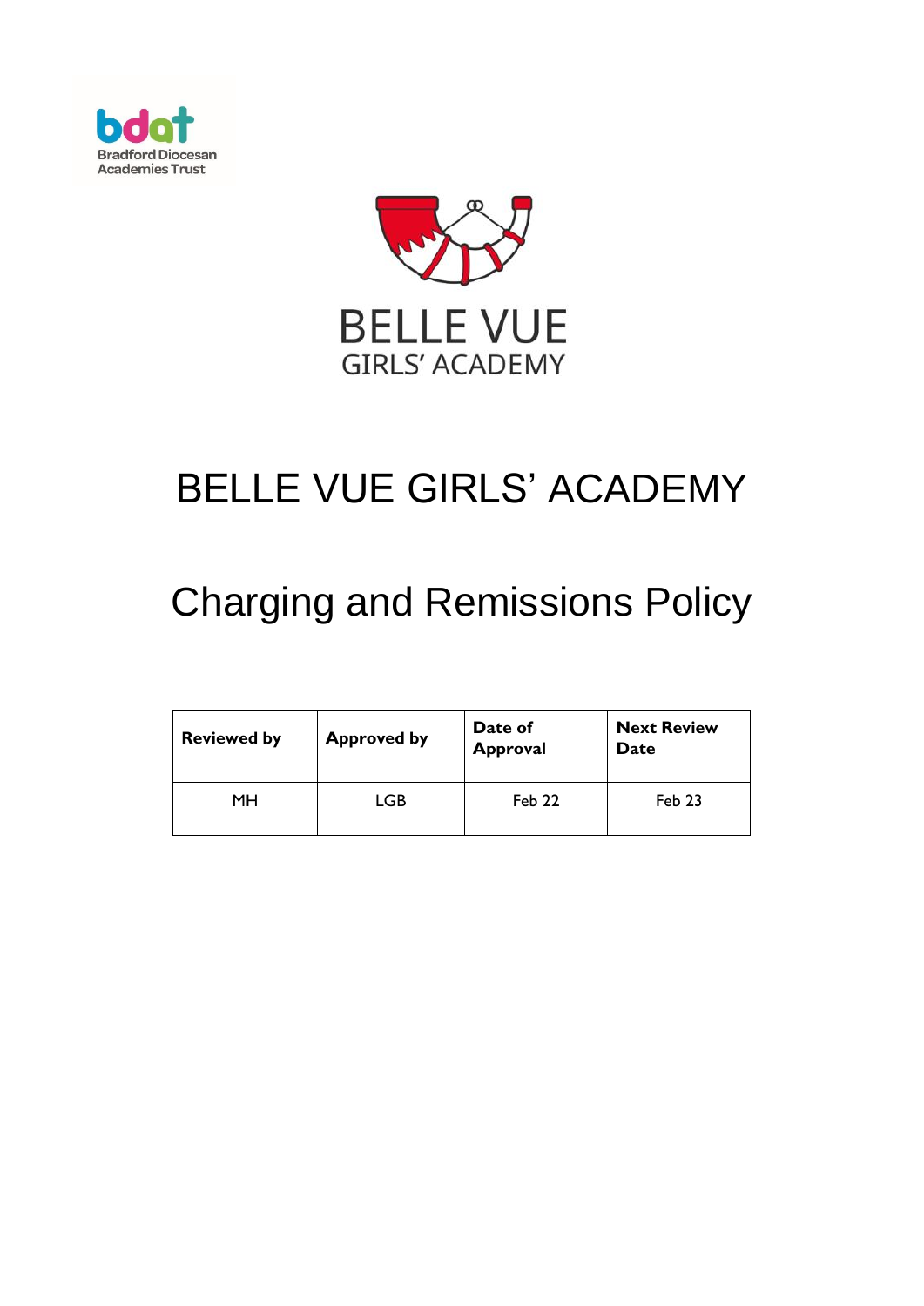Bradford Diocesan Academies Trust

BELLE VUE GIRLS' ACADEMY

# BELLE VUE GIRLS' ACADEMY

# Charging and Remissions Policy

| Reviewed by | Approved by | Date of Approval | Next Review Date |
|---|---|---|---|
| MH | LGB | Feb 22 | Feb 23 |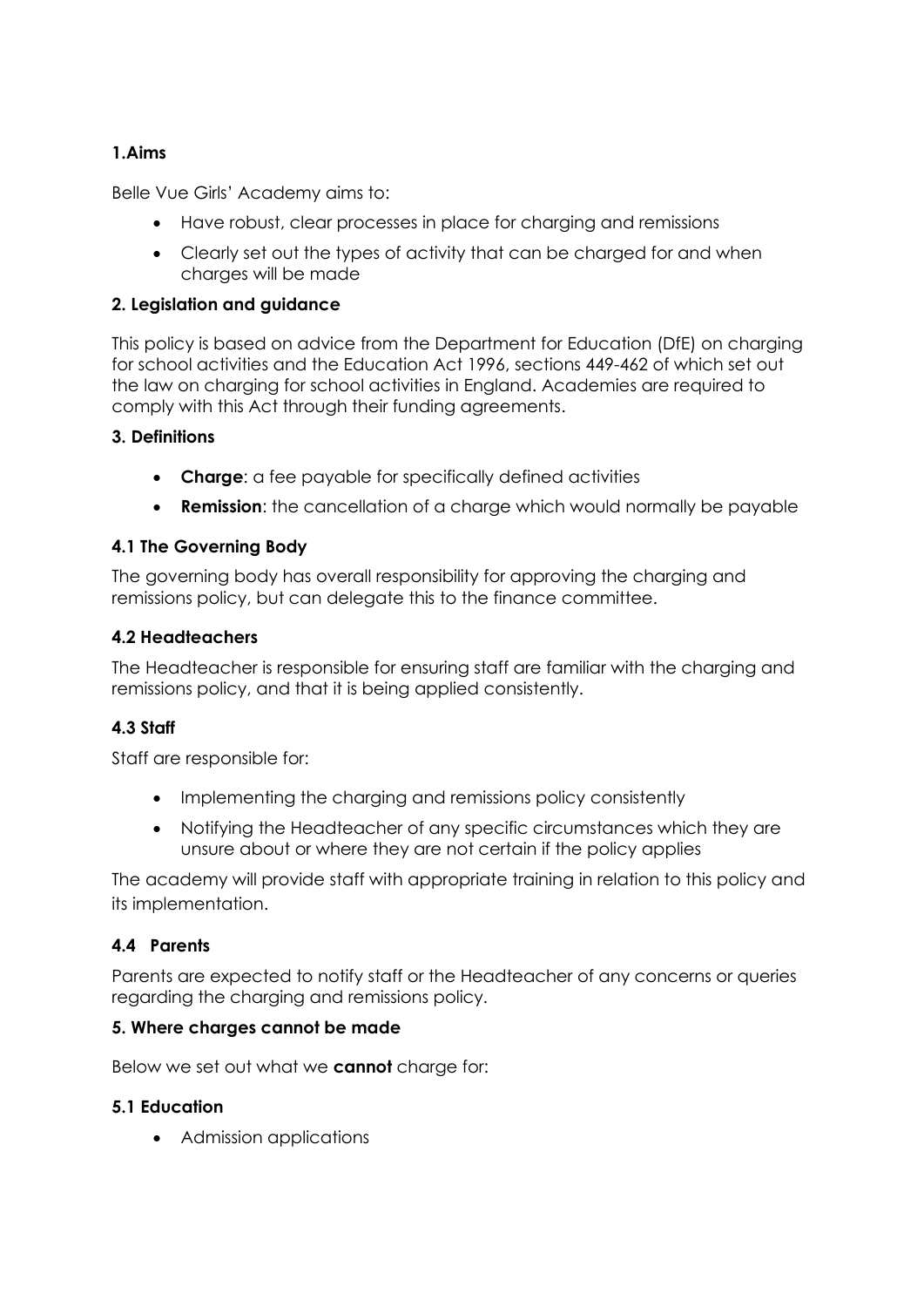## 1.Aims

Belle Vue Girls' Academy aims to:

- Have robust, clear processes in place for charging and remissions
- Clearly set out the types of activity that can be charged for and when charges will be made

## 2. Legislation and guidance

This policy is based on advice from the Department for Education (DfE) on charging for school activities and the Education Act 1996, sections 449-462 of which set out the law on charging for school activities in England. Academies are required to comply with this Act through their funding agreements.

## 3. Definitions

- **Charge**: a fee payable for specifically defined activities
- **Remission**: the cancellation of a charge which would normally be payable

### 4.1 The Governing Body

The governing body has overall responsibility for approving the charging and remissions policy, but can delegate this to the finance committee.

### 4.2 Headteachers

The Headteacher is responsible for ensuring staff are familiar with the charging and remissions policy, and that it is being applied consistently.

### 4.3 Staff

Staff are responsible for:

- Implementing the charging and remissions policy consistently
- Notifying the Headteacher of any specific circumstances which they are unsure about or where they are not certain if the policy applies

The academy will provide staff with appropriate training in relation to this policy and its implementation.

### 4.4 Parents

Parents are expected to notify staff or the Headteacher of any concerns or queries regarding the charging and remissions policy.

## 5. Where charges cannot be made

Below we set out what we **cannot** charge for:

### 5.1 Education

- Admission applications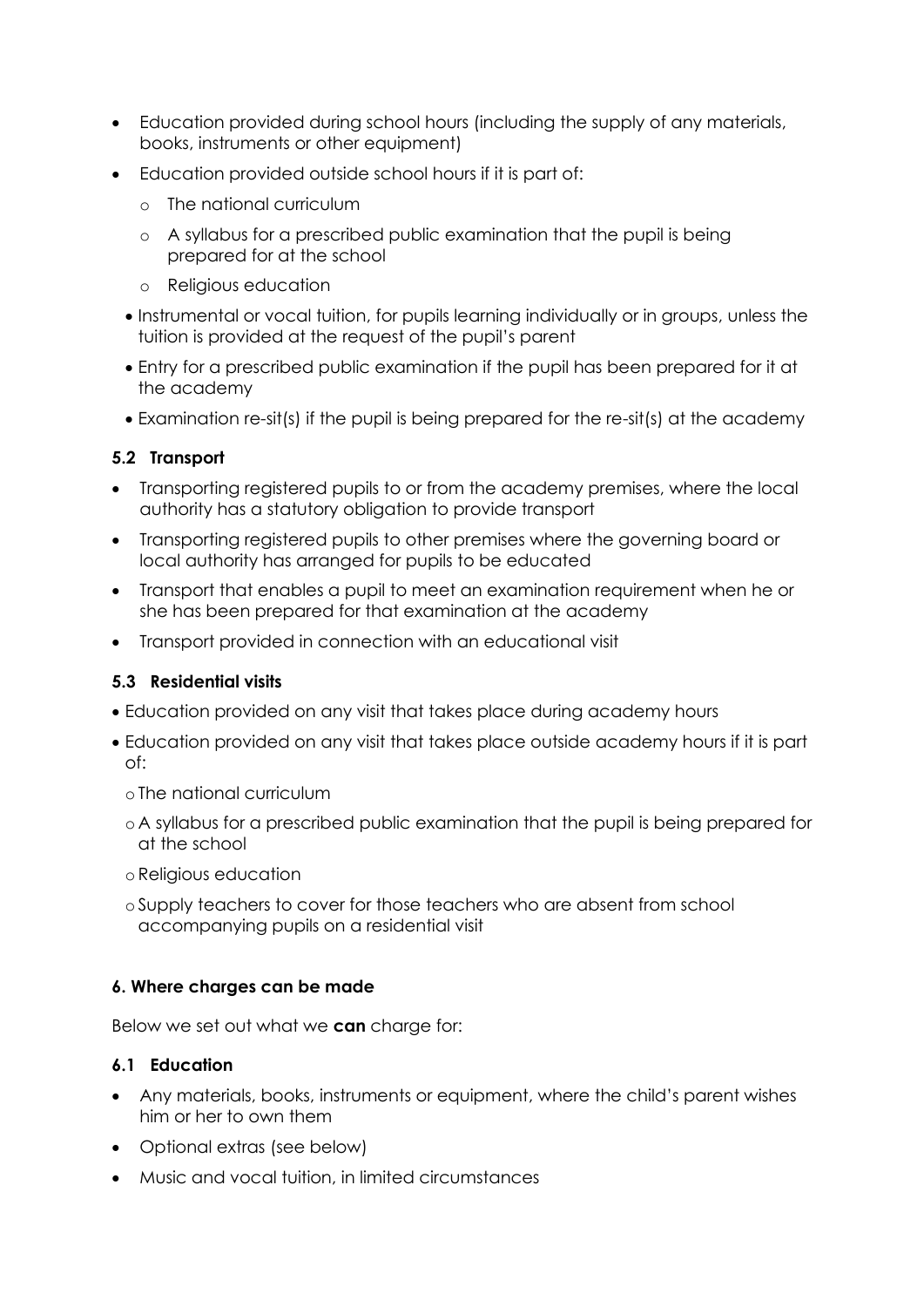- Education provided during school hours (including the supply of any materials, books, instruments or other equipment)
- Education provided outside school hours if it is part of:
  - The national curriculum
  - A syllabus for a prescribed public examination that the pupil is being prepared for at the school
  - Religious education
- Instrumental or vocal tuition, for pupils learning individually or in groups, unless the tuition is provided at the request of the pupil's parent
- Entry for a prescribed public examination if the pupil has been prepared for it at the academy
- Examination re-sit(s) if the pupil is being prepared for the re-sit(s) at the academy

### 5.2 Transport

- Transporting registered pupils to or from the academy premises, where the local authority has a statutory obligation to provide transport
- Transporting registered pupils to other premises where the governing board or local authority has arranged for pupils to be educated
- Transport that enables a pupil to meet an examination requirement when he or she has been prepared for that examination at the academy
- Transport provided in connection with an educational visit

### 5.3 Residential visits

- Education provided on any visit that takes place during academy hours
- Education provided on any visit that takes place outside academy hours if it is part of:
  - The national curriculum
  - A syllabus for a prescribed public examination that the pupil is being prepared for at the school
  - Religious education
  - Supply teachers to cover for those teachers who are absent from school accompanying pupils on a residential visit

## 6. Where charges can be made

Below we set out what we **can** charge for:

### 6.1 Education

- Any materials, books, instruments or equipment, where the child's parent wishes him or her to own them
- Optional extras (see below)
- Music and vocal tuition, in limited circumstances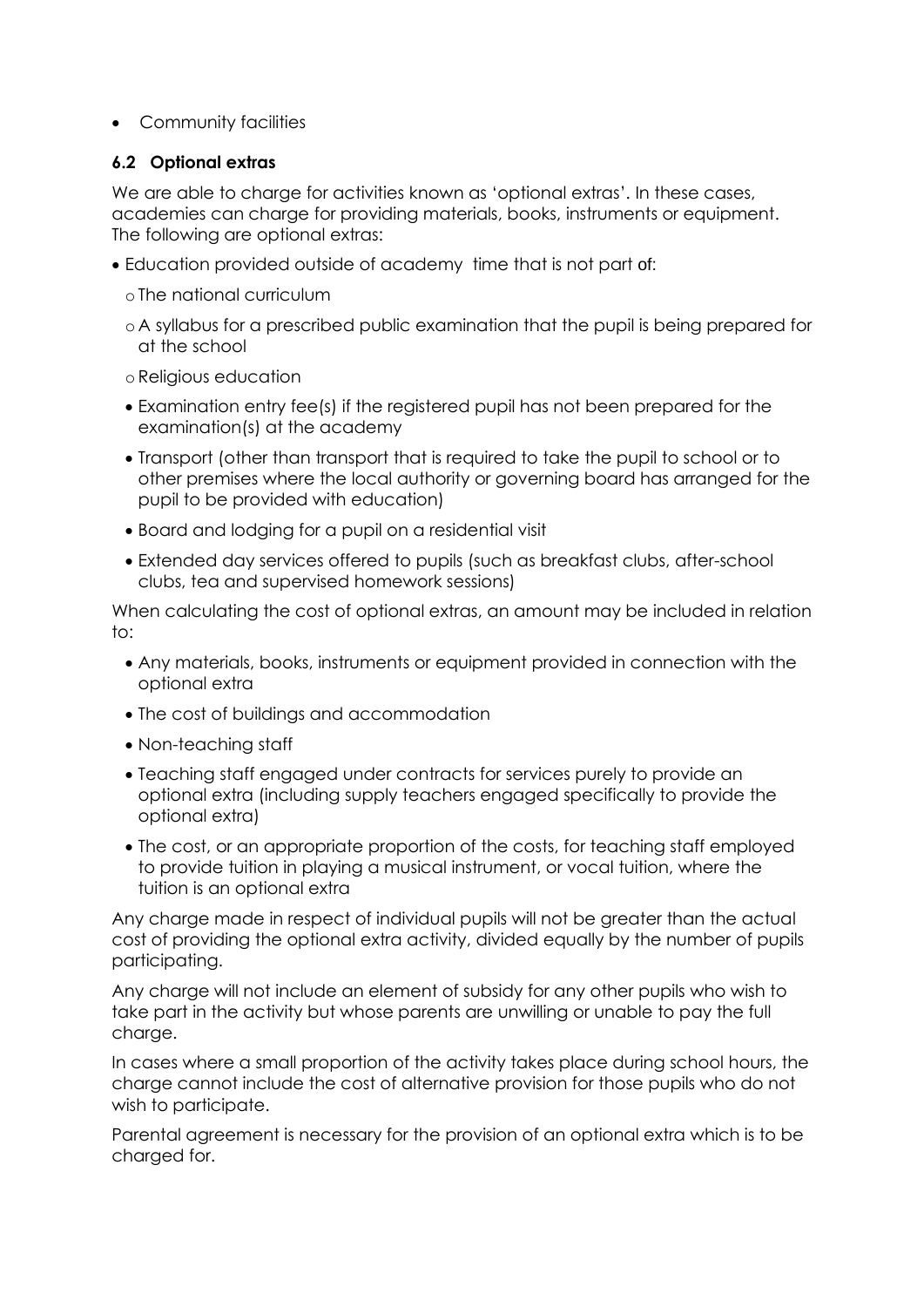- Community facilities

### 6.2 Optional extras

We are able to charge for activities known as 'optional extras'. In these cases, academies can charge for providing materials, books, instruments or equipment. The following are optional extras:

- Education provided outside of academy time that is not part of:
  - The national curriculum
  - A syllabus for a prescribed public examination that the pupil is being prepared for at the school
  - Religious education
- Examination entry fee(s) if the registered pupil has not been prepared for the examination(s) at the academy
- Transport (other than transport that is required to take the pupil to school or to other premises where the local authority or governing board has arranged for the pupil to be provided with education)
- Board and lodging for a pupil on a residential visit
- Extended day services offered to pupils (such as breakfast clubs, after-school clubs, tea and supervised homework sessions)

When calculating the cost of optional extras, an amount may be included in relation to:

- Any materials, books, instruments or equipment provided in connection with the optional extra
- The cost of buildings and accommodation
- Non-teaching staff
- Teaching staff engaged under contracts for services purely to provide an optional extra (including supply teachers engaged specifically to provide the optional extra)
- The cost, or an appropriate proportion of the costs, for teaching staff employed to provide tuition in playing a musical instrument, or vocal tuition, where the tuition is an optional extra

Any charge made in respect of individual pupils will not be greater than the actual cost of providing the optional extra activity, divided equally by the number of pupils participating.

Any charge will not include an element of subsidy for any other pupils who wish to take part in the activity but whose parents are unwilling or unable to pay the full charge.

In cases where a small proportion of the activity takes place during school hours, the charge cannot include the cost of alternative provision for those pupils who do not wish to participate.

Parental agreement is necessary for the provision of an optional extra which is to be charged for.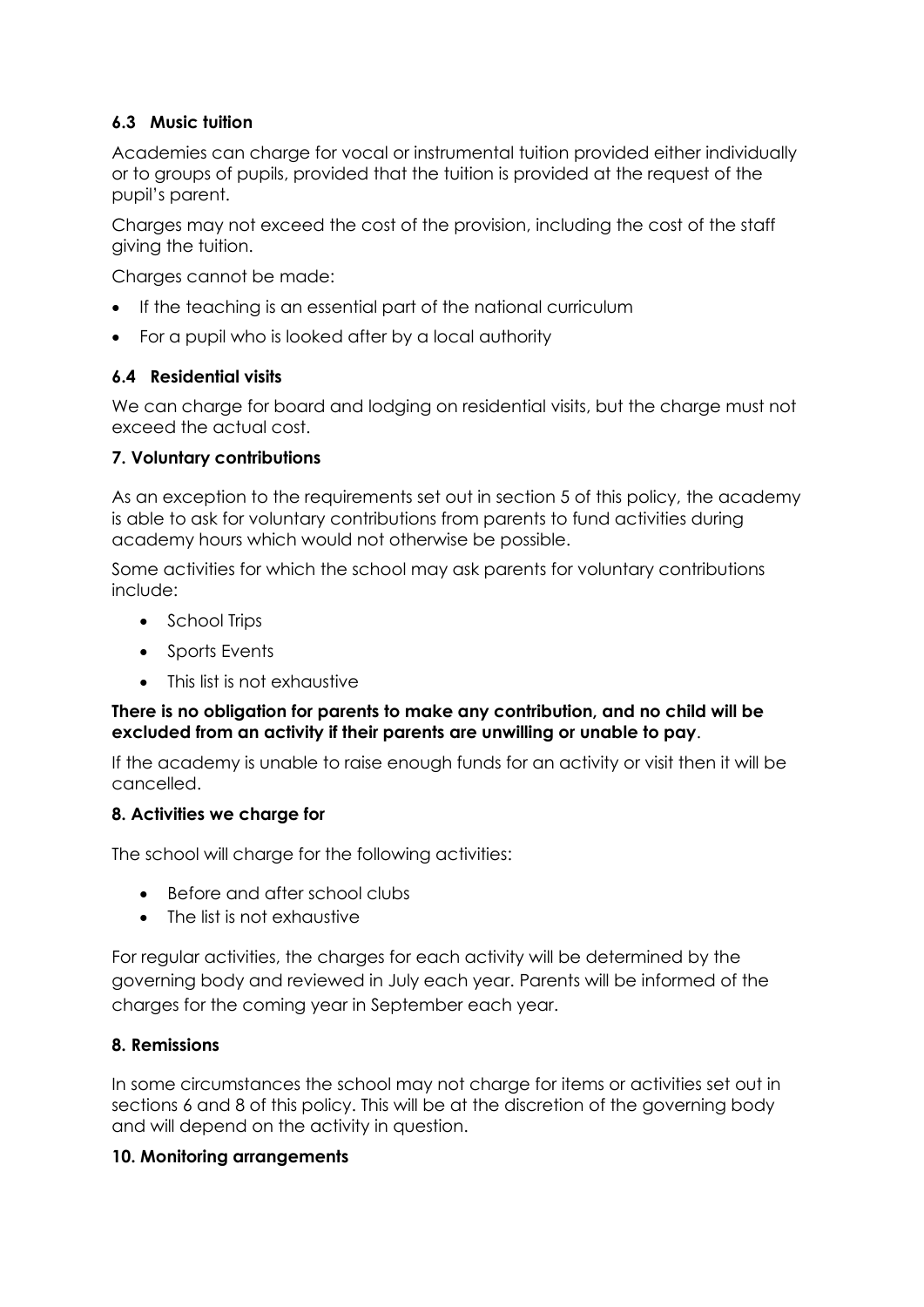### 6.3 Music tuition

Academies can charge for vocal or instrumental tuition provided either individually or to groups of pupils, provided that the tuition is provided at the request of the pupil's parent.

Charges may not exceed the cost of the provision, including the cost of the staff giving the tuition.

Charges cannot be made:

- If the teaching is an essential part of the national curriculum
- For a pupil who is looked after by a local authority

### 6.4 Residential visits

We can charge for board and lodging on residential visits, but the charge must not exceed the actual cost.

### 7. Voluntary contributions

As an exception to the requirements set out in section 5 of this policy, the academy is able to ask for voluntary contributions from parents to fund activities during academy hours which would not otherwise be possible.

Some activities for which the school may ask parents for voluntary contributions include:

- School Trips
- Sports Events
- This list is not exhaustive

**There is no obligation for parents to make any contribution, and no child will be excluded from an activity if their parents are unwilling or unable to pay**.

If the academy is unable to raise enough funds for an activity or visit then it will be cancelled.

### 8. Activities we charge for

The school will charge for the following activities:

- Before and after school clubs
- The list is not exhaustive

For regular activities, the charges for each activity will be determined by the governing body and reviewed in July each year. Parents will be informed of the charges for the coming year in September each year.

### 8. Remissions

In some circumstances the school may not charge for items or activities set out in sections 6 and 8 of this policy. This will be at the discretion of the governing body and will depend on the activity in question.

### 10. Monitoring arrangements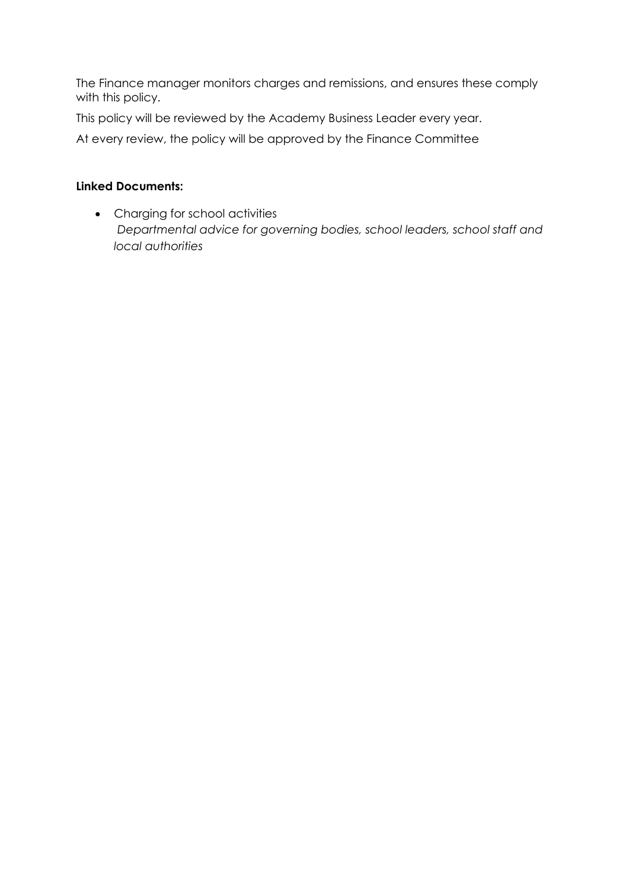The Finance manager monitors charges and remissions, and ensures these comply with this policy.

This policy will be reviewed by the Academy Business Leader every year.

At every review, the policy will be approved by the Finance Committee

**Linked Documents:**

- Charging for school activities
  *Departmental advice for governing bodies, school leaders, school staff and local authorities*